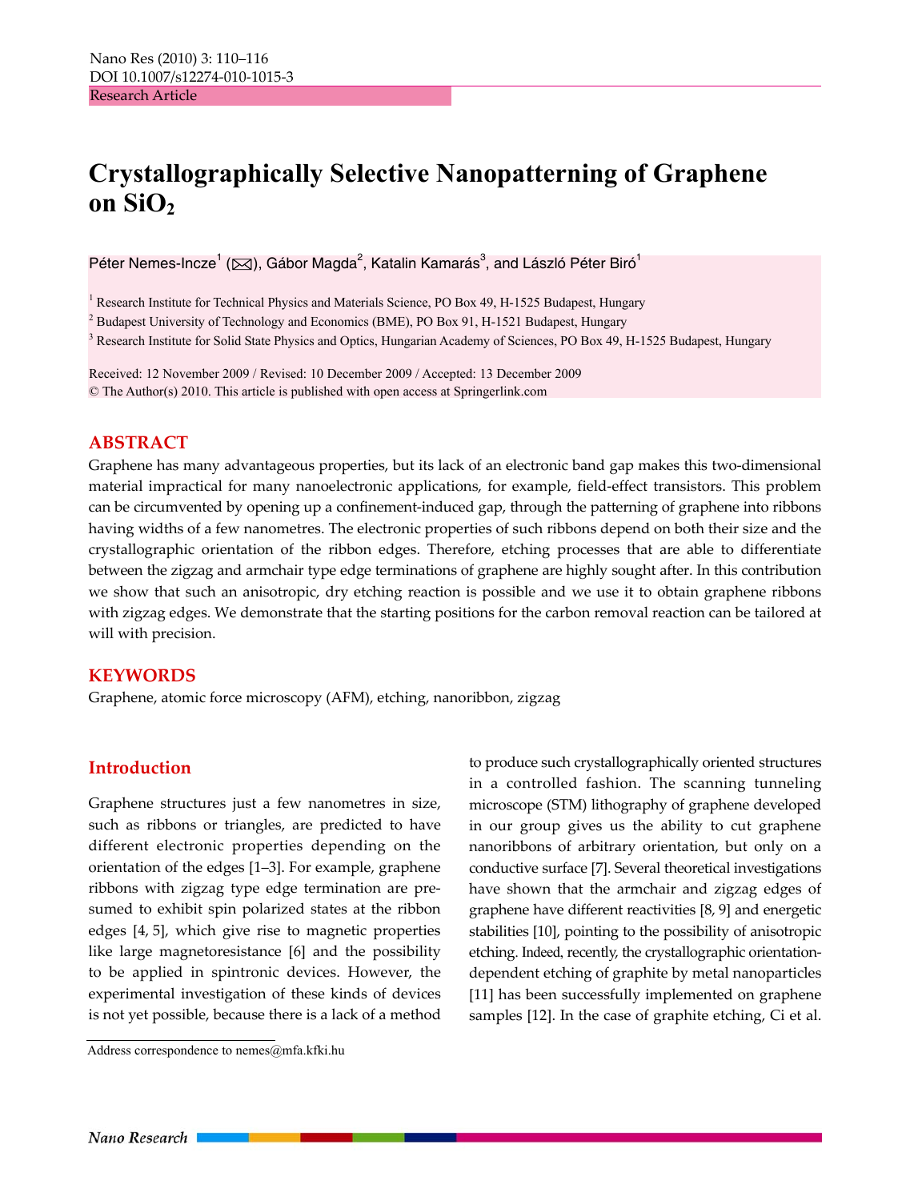Research Article

# Crystallographically Selective Nanopatterning of Graphene on $SiO_2$

Péter Nemes-Incze[1] (✉), Gábor Magda[2], Katalin Kamarás[3], and László Péter Biró[1]

[1] Research Institute for Technical Physics and Materials Science, PO Box 49, H-1525 Budapest, Hungary
[2] Budapest University of Technology and Economics (BME), PO Box 91, H-1521 Budapest, Hungary
[3] Research Institute for Solid State Physics and Optics, Hungarian Academy of Sciences, PO Box 49, H-1525 Budapest, Hungary

Received: 12 November 2009 / Revised: 10 December 2009 / Accepted: 13 December 2009
© The Author(s) 2010. This article is published with open access at Springerlink.com

## ABSTRACT

Graphene has many advantageous properties, but its lack of an electronic band gap makes this two-dimensional material impractical for many nanoelectronic applications, for example, field-effect transistors. This problem can be circumvented by opening up a confinement-induced gap, through the patterning of graphene into ribbons having widths of a few nanometres. The electronic properties of such ribbons depend on both their size and the crystallographic orientation of the ribbon edges. Therefore, etching processes that are able to differentiate between the zigzag and armchair type edge terminations of graphene are highly sought after. In this contribution we show that such an anisotropic, dry etching reaction is possible and we use it to obtain graphene ribbons with zigzag edges. We demonstrate that the starting positions for the carbon removal reaction can be tailored at will with precision.

## KEYWORDS

Graphene, atomic force microscopy (AFM), etching, nanoribbon, zigzag

## Introduction

Graphene structures just a few nanometres in size, such as ribbons or triangles, are predicted to have different electronic properties depending on the orientation of the edges [1–3]. For example, graphene ribbons with zigzag type edge termination are presumed to exhibit spin polarized states at the ribbon edges [4, 5], which give rise to magnetic properties like large magnetoresistance [6] and the possibility to be applied in spintronic devices. However, the experimental investigation of these kinds of devices is not yet possible, because there is a lack of a method to produce such crystallographically oriented structures in a controlled fashion. The scanning tunneling microscope (STM) lithography of graphene developed in our group gives us the ability to cut graphene nanoribbons of arbitrary orientation, but only on a conductive surface [7]. Several theoretical investigations have shown that the armchair and zigzag edges of graphene have different reactivities [8, 9] and energetic stabilities [10], pointing to the possibility of anisotropic etching. Indeed, recently, the crystallographic orientation-dependent etching of graphite by metal nanoparticles [11] has been successfully implemented on graphene samples [12]. In the case of graphite etching, Ci et al.

Address correspondence to nemes@mfa.kfki.hu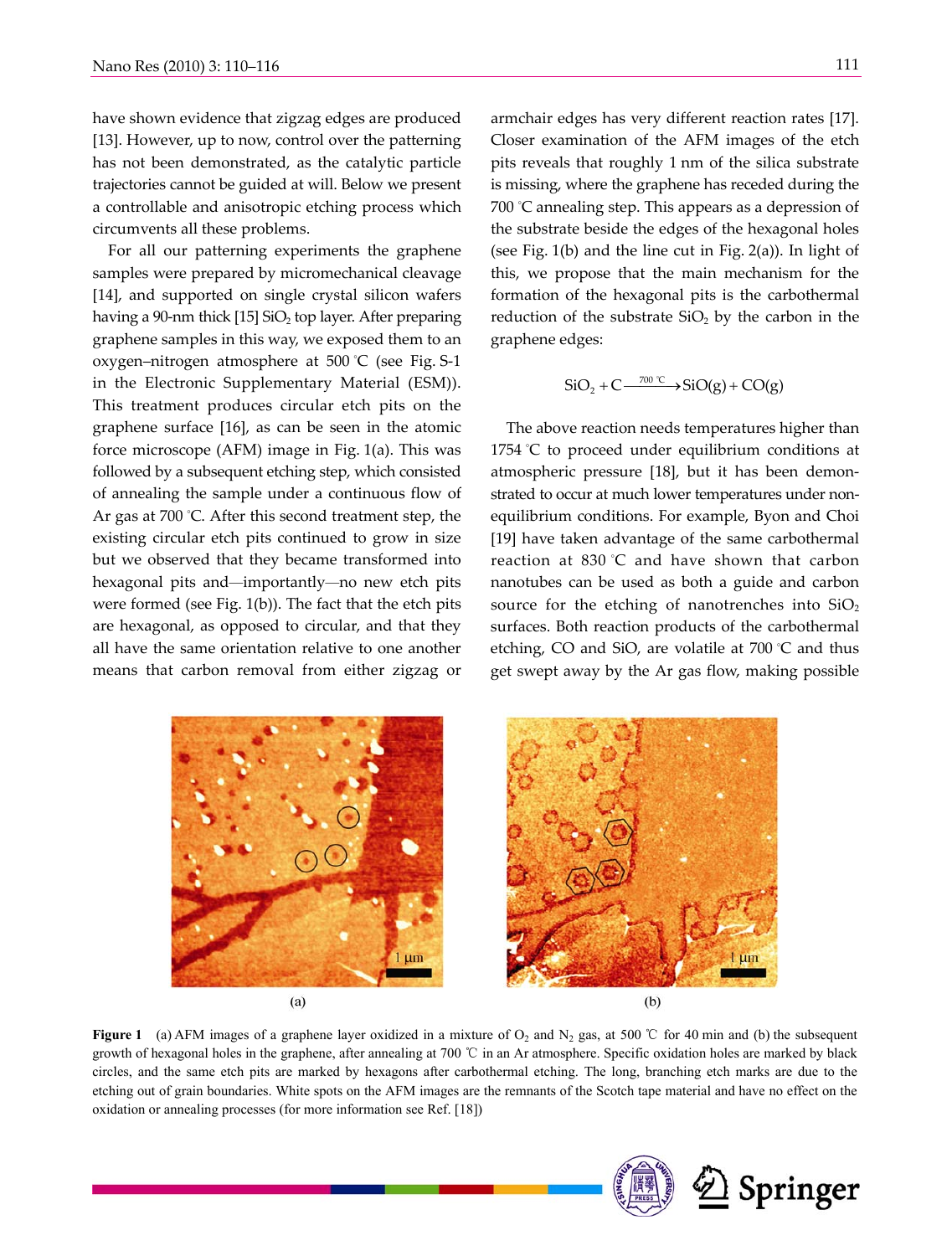have shown evidence that zigzag edges are produced [13]. However, up to now, control over the patterning has not been demonstrated, as the catalytic particle trajectories cannot be guided at will. Below we present a controllable and anisotropic etching process which circumvents all these problems.

For all our patterning experiments the graphene samples were prepared by micromechanical cleavage [14], and supported on single crystal silicon wafers having a 90-nm thick [15] $SiO_2$ top layer. After preparing graphene samples in this way, we exposed them to an oxygen–nitrogen atmosphere at 500 °C (see Fig. S-1 in the Electronic Supplementary Material (ESM)). This treatment produces circular etch pits on the graphene surface [16], as can be seen in the atomic force microscope (AFM) image in Fig. 1(a). This was followed by a subsequent etching step, which consisted of annealing the sample under a continuous flow of Ar gas at 700 °C. After this second treatment step, the existing circular etch pits continued to grow in size but we observed that they became transformed into hexagonal pits and—importantly—no new etch pits were formed (see Fig. 1(b)). The fact that the etch pits are hexagonal, as opposed to circular, and that they all have the same orientation relative to one another means that carbon removal from either zigzag or armchair edges has very different reaction rates [17]. Closer examination of the AFM images of the etch pits reveals that roughly 1 nm of the silica substrate is missing, where the graphene has receded during the 700 °C annealing step. This appears as a depression of the substrate beside the edges of the hexagonal holes (see Fig. 1(b) and the line cut in Fig. 2(a)). In light of this, we propose that the main mechanism for the formation of the hexagonal pits is the carbothermal reduction of the substrate $SiO_2$ by the carbon in the graphene edges:

$$SiO_2 + C \xrightarrow{700\ ^\circ C} SiO(g) + CO(g)$$

The above reaction needs temperatures higher than 1754 °C to proceed under equilibrium conditions at atmospheric pressure [18], but it has been demonstrated to occur at much lower temperatures under non-equilibrium conditions. For example, Byon and Choi [19] have taken advantage of the same carbothermal reaction at 830 °C and have shown that carbon nanotubes can be used as both a guide and carbon source for the etching of nanotrenches into $SiO_2$ surfaces. Both reaction products of the carbothermal etching, CO and SiO, are volatile at 700 °C and thus get swept away by the Ar gas flow, making possible

**Figure 1** (a) AFM images of a graphene layer oxidized in a mixture of $O_2$ and $N_2$ gas, at 500 ℃ for 40 min and (b) the subsequent growth of hexagonal holes in the graphene, after annealing at 700 ℃ in an Ar atmosphere. Specific oxidation holes are marked by black circles, and the same etch pits are marked by hexagons after carbothermal etching. The long, branching etch marks are due to the etching out of grain boundaries. White spots on the AFM images are the remnants of the Scotch tape material and have no effect on the oxidation or annealing processes (for more information see Ref. [18])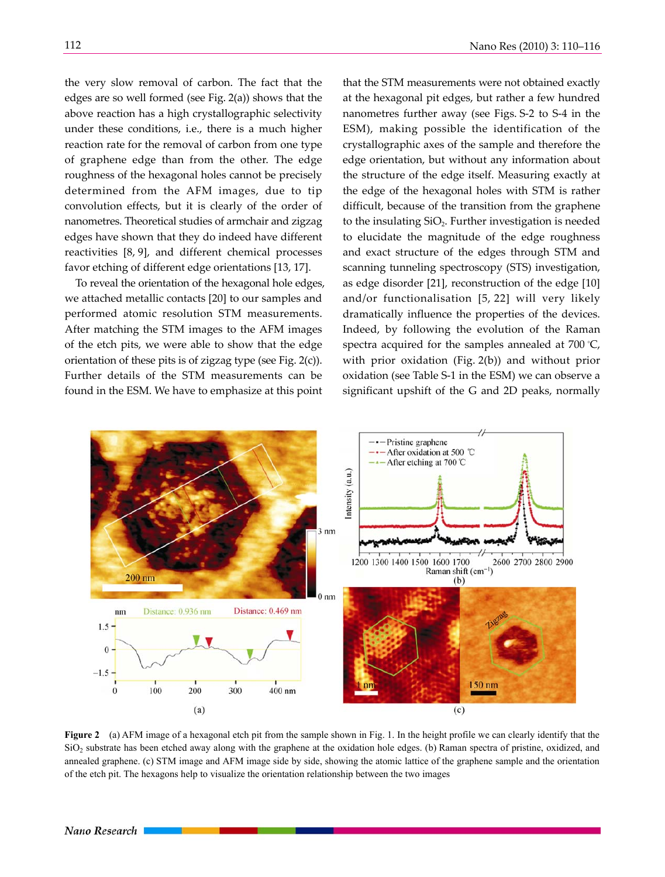the very slow removal of carbon. The fact that the edges are so well formed (see Fig. 2(a)) shows that the above reaction has a high crystallographic selectivity under these conditions, i.e., there is a much higher reaction rate for the removal of carbon from one type of graphene edge than from the other. The edge roughness of the hexagonal holes cannot be precisely determined from the AFM images, due to tip convolution effects, but it is clearly of the order of nanometres. Theoretical studies of armchair and zigzag edges have shown that they do indeed have different reactivities [8, 9], and different chemical processes favor etching of different edge orientations [13, 17].

To reveal the orientation of the hexagonal hole edges, we attached metallic contacts [20] to our samples and performed atomic resolution STM measurements. After matching the STM images to the AFM images of the etch pits, we were able to show that the edge orientation of these pits is of zigzag type (see Fig. 2(c)). Further details of the STM measurements can be found in the ESM. We have to emphasize at this point that the STM measurements were not obtained exactly at the hexagonal pit edges, but rather a few hundred nanometres further away (see Figs. S-2 to S-4 in the ESM), making possible the identification of the crystallographic axes of the sample and therefore the edge orientation, but without any information about the structure of the edge itself. Measuring exactly at the edge of the hexagonal holes with STM is rather difficult, because of the transition from the graphene to the insulating $SiO_2$. Further investigation is needed to elucidate the magnitude of the edge roughness and exact structure of the edges through STM and scanning tunneling spectroscopy (STS) investigation, as edge disorder [21], reconstruction of the edge [10] and/or functionalisation [5, 22] will very likely dramatically influence the properties of the devices. Indeed, by following the evolution of the Raman spectra acquired for the samples annealed at 700 °C, with prior oxidation (Fig. 2(b)) and without prior oxidation (see Table S-1 in the ESM) we can observe a significant upshift of the G and 2D peaks, normally

**Figure 2** (a) AFM image of a hexagonal etch pit from the sample shown in Fig. 1. In the height profile we can clearly identify that the $SiO_2$ substrate has been etched away along with the graphene at the oxidation hole edges. (b) Raman spectra of pristine, oxidized, and annealed graphene. (c) STM image and AFM image side by side, showing the atomic lattice of the graphene sample and the orientation of the etch pit. The hexagons help to visualize the orientation relationship between the two images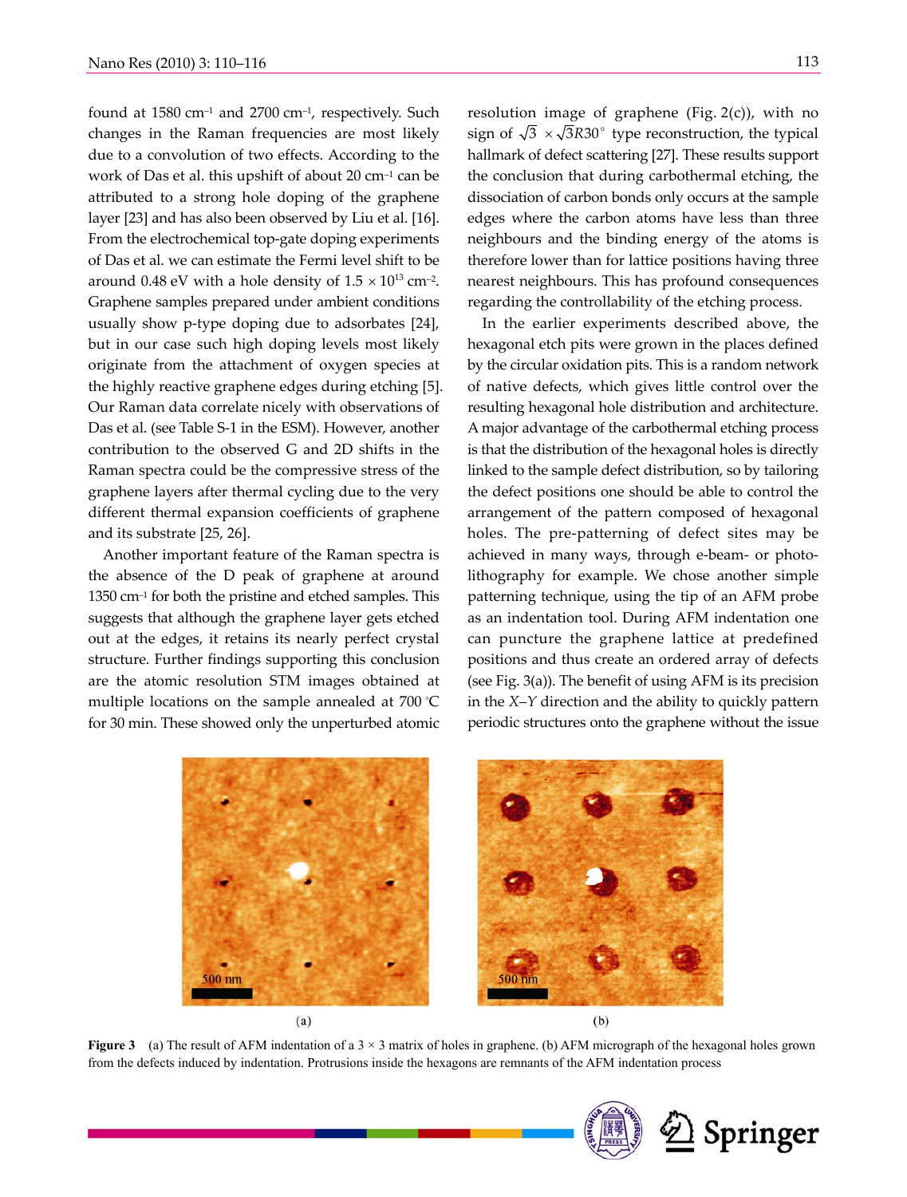found at 1580 cm$^{-1}$ and 2700 cm$^{-1}$, respectively. Such changes in the Raman frequencies are most likely due to a convolution of two effects. According to the work of Das et al. this upshift of about 20 cm$^{-1}$ can be attributed to a strong hole doping of the graphene layer [23] and has also been observed by Liu et al. [16]. From the electrochemical top-gate doping experiments of Das et al. we can estimate the Fermi level shift to be around 0.48 eV with a hole density of $1.5 \times 10^{13}$ cm$^{-2}$. Graphene samples prepared under ambient conditions usually show p-type doping due to adsorbates [24], but in our case such high doping levels most likely originate from the attachment of oxygen species at the highly reactive graphene edges during etching [5]. Our Raman data correlate nicely with observations of Das et al. (see Table S-1 in the ESM). However, another contribution to the observed G and 2D shifts in the Raman spectra could be the compressive stress of the graphene layers after thermal cycling due to the very different thermal expansion coefficients of graphene and its substrate [25, 26].

Another important feature of the Raman spectra is the absence of the D peak of graphene at around 1350 cm$^{-1}$ for both the pristine and etched samples. This suggests that although the graphene layer gets etched out at the edges, it retains its nearly perfect crystal structure. Further findings supporting this conclusion are the atomic resolution STM images obtained at multiple locations on the sample annealed at 700 °C for 30 min. These showed only the unperturbed atomic resolution image of graphene (Fig. 2(c)), with no sign of $\sqrt{3} \times \sqrt{3}R30^{\circ}$ type reconstruction, the typical hallmark of defect scattering [27]. These results support the conclusion that during carbothermal etching, the dissociation of carbon bonds only occurs at the sample edges where the carbon atoms have less than three neighbours and the binding energy of the atoms is therefore lower than for lattice positions having three nearest neighbours. This has profound consequences regarding the controllability of the etching process.

In the earlier experiments described above, the hexagonal etch pits were grown in the places defined by the circular oxidation pits. This is a random network of native defects, which gives little control over the resulting hexagonal hole distribution and architecture. A major advantage of the carbothermal etching process is that the distribution of the hexagonal holes is directly linked to the sample defect distribution, so by tailoring the defect positions one should be able to control the arrangement of the pattern composed of hexagonal holes. The pre-patterning of defect sites may be achieved in many ways, through e-beam- or photo-lithography for example. We chose another simple patterning technique, using the tip of an AFM probe as an indentation tool. During AFM indentation one can puncture the graphene lattice at predefined positions and thus create an ordered array of defects (see Fig. 3(a)). The benefit of using AFM is its precision in the $X$–$Y$ direction and the ability to quickly pattern periodic structures onto the graphene without the issue

**Figure 3** (a) The result of AFM indentation of a 3 × 3 matrix of holes in graphene. (b) AFM micrograph of the hexagonal holes grown from the defects induced by indentation. Protrusions inside the hexagons are remnants of the AFM indentation process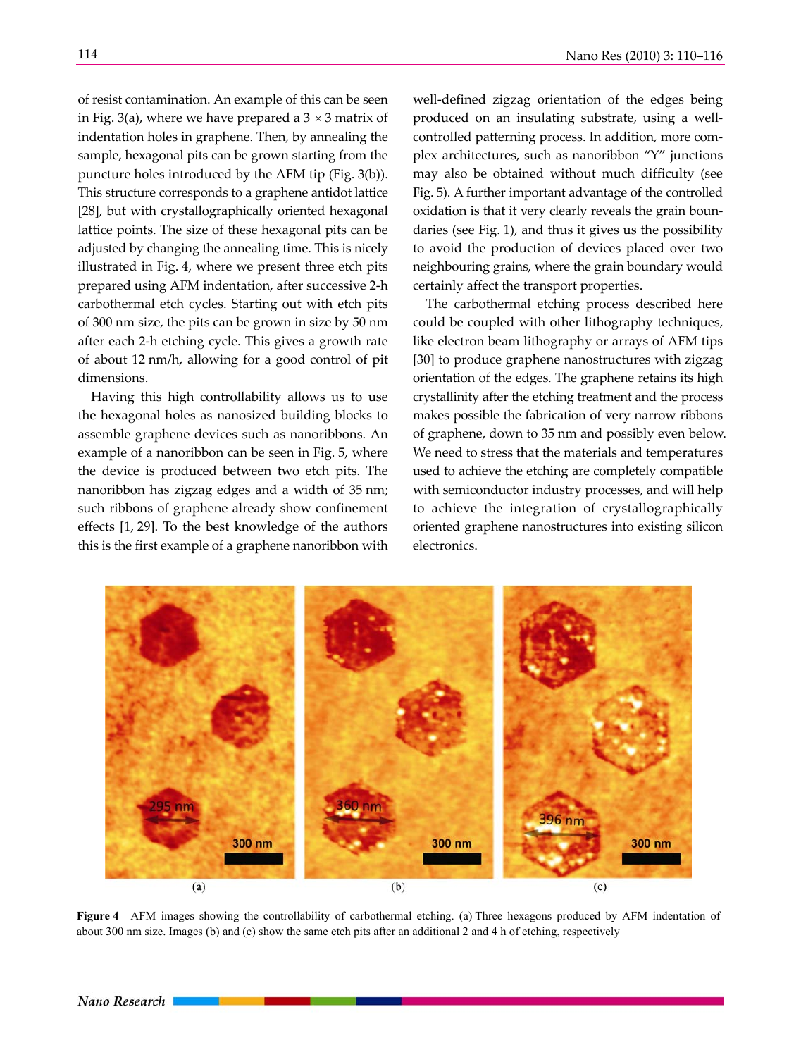of resist contamination. An example of this can be seen in Fig. 3(a), where we have prepared a 3 × 3 matrix of indentation holes in graphene. Then, by annealing the sample, hexagonal pits can be grown starting from the puncture holes introduced by the AFM tip (Fig. 3(b)). This structure corresponds to a graphene antidot lattice [28], but with crystallographically oriented hexagonal lattice points. The size of these hexagonal pits can be adjusted by changing the annealing time. This is nicely illustrated in Fig. 4, where we present three etch pits prepared using AFM indentation, after successive 2-h carbothermal etch cycles. Starting out with etch pits of 300 nm size, the pits can be grown in size by 50 nm after each 2-h etching cycle. This gives a growth rate of about 12 nm/h, allowing for a good control of pit dimensions.

Having this high controllability allows us to use the hexagonal holes as nanosized building blocks to assemble graphene devices such as nanoribbons. An example of a nanoribbon can be seen in Fig. 5, where the device is produced between two etch pits. The nanoribbon has zigzag edges and a width of 35 nm; such ribbons of graphene already show confinement effects [1, 29]. To the best knowledge of the authors this is the first example of a graphene nanoribbon with well-defined zigzag orientation of the edges being produced on an insulating substrate, using a well-controlled patterning process. In addition, more complex architectures, such as nanoribbon "Y" junctions may also be obtained without much difficulty (see Fig. 5). A further important advantage of the controlled oxidation is that it very clearly reveals the grain boundaries (see Fig. 1), and thus it gives us the possibility to avoid the production of devices placed over two neighbouring grains, where the grain boundary would certainly affect the transport properties.

The carbothermal etching process described here could be coupled with other lithography techniques, like electron beam lithography or arrays of AFM tips [30] to produce graphene nanostructures with zigzag orientation of the edges. The graphene retains its high crystallinity after the etching treatment and the process makes possible the fabrication of very narrow ribbons of graphene, down to 35 nm and possibly even below. We need to stress that the materials and temperatures used to achieve the etching are completely compatible with semiconductor industry processes, and will help to achieve the integration of crystallographically oriented graphene nanostructures into existing silicon electronics.

**Figure 4** AFM images showing the controllability of carbothermal etching. (a) Three hexagons produced by AFM indentation of about 300 nm size. Images (b) and (c) show the same etch pits after an additional 2 and 4 h of etching, respectively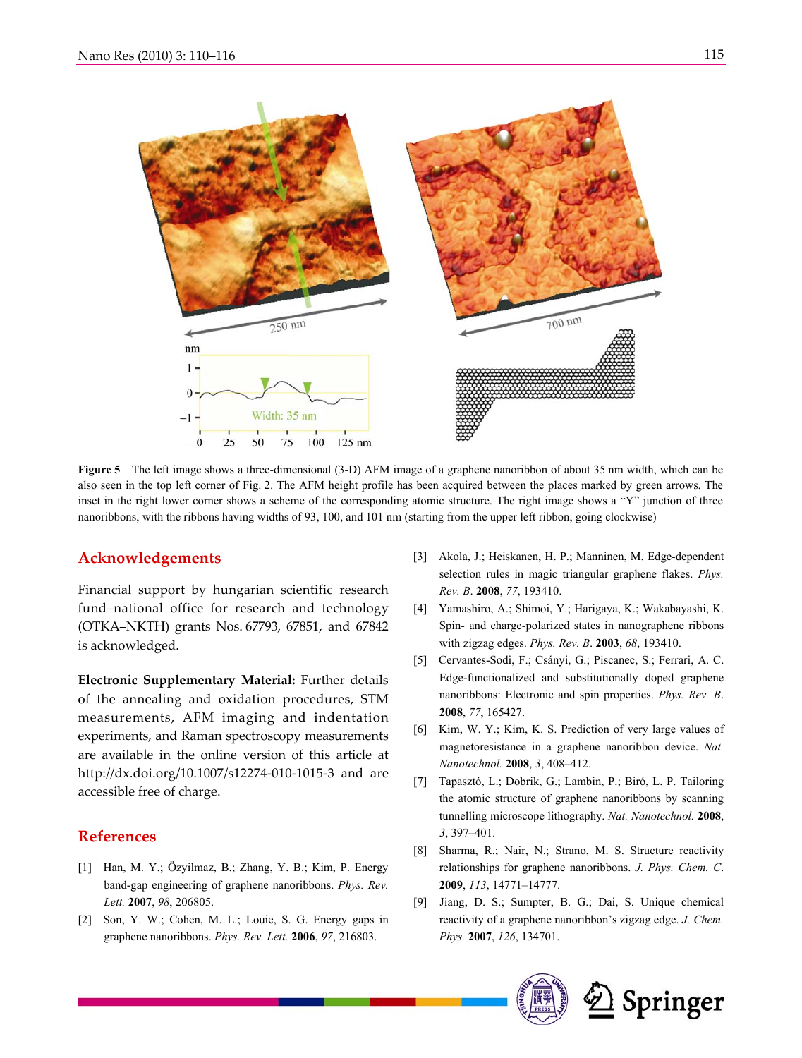**Figure 5** The left image shows a three-dimensional (3-D) AFM image of a graphene nanoribbon of about 35 nm width, which can be also seen in the top left corner of Fig. 2. The AFM height profile has been acquired between the places marked by green arrows. The inset in the right lower corner shows a scheme of the corresponding atomic structure. The right image shows a "Y" junction of three nanoribbons, with the ribbons having widths of 93, 100, and 101 nm (starting from the upper left ribbon, going clockwise)

## Acknowledgements

Financial support by hungarian scientific research fund–national office for research and technology (OTKA–NKTH) grants Nos. 67793, 67851, and 67842 is acknowledged.

**Electronic Supplementary Material:** Further details of the annealing and oxidation procedures, STM measurements, AFM imaging and indentation experiments, and Raman spectroscopy measurements are available in the online version of this article at http://dx.doi.org/10.1007/s12274-010-1015-3 and are accessible free of charge.

## References

[1] Han, M. Y.; Özyilmaz, B.; Zhang, Y. B.; Kim, P. Energy band-gap engineering of graphene nanoribbons. *Phys. Rev. Lett.* **2007**, *98*, 206805.

[2] Son, Y. W.; Cohen, M. L.; Louie, S. G. Energy gaps in graphene nanoribbons. *Phys. Rev. Lett.* **2006**, *97*, 216803.

[3] Akola, J.; Heiskanen, H. P.; Manninen, M. Edge-dependent selection rules in magic triangular graphene flakes. *Phys. Rev. B*. **2008**, *77*, 193410.

[4] Yamashiro, A.; Shimoi, Y.; Harigaya, K.; Wakabayashi, K. Spin- and charge-polarized states in nanographene ribbons with zigzag edges. *Phys. Rev. B*. **2003**, *68*, 193410.

[5] Cervantes-Sodi, F.; Csányi, G.; Piscanec, S.; Ferrari, A. C. Edge-functionalized and substitutionally doped graphene nanoribbons: Electronic and spin properties. *Phys. Rev. B*. **2008**, *77*, 165427.

[6] Kim, W. Y.; Kim, K. S. Prediction of very large values of magnetoresistance in a graphene nanoribbon device. *Nat. Nanotechnol.* **2008**, *3*, 408–412.

[7] Tapasztó, L.; Dobrik, G.; Lambin, P.; Biró, L. P. Tailoring the atomic structure of graphene nanoribbons by scanning tunnelling microscope lithography. *Nat. Nanotechnol.* **2008**, *3*, 397–401.

[8] Sharma, R.; Nair, N.; Strano, M. S. Structure reactivity relationships for graphene nanoribbons. *J. Phys. Chem. C*. **2009**, *113*, 14771–14777.

[9] Jiang, D. S.; Sumpter, B. G.; Dai, S. Unique chemical reactivity of a graphene nanoribbon's zigzag edge. *J. Chem. Phys.* **2007**, *126*, 134701.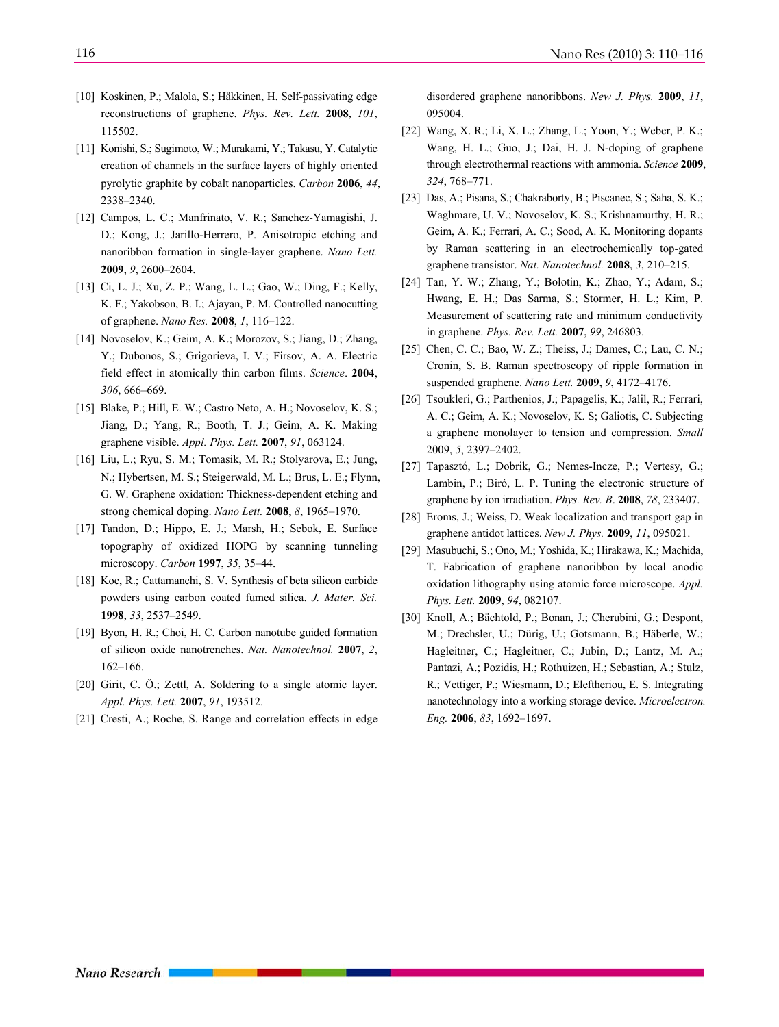[10] Koskinen, P.; Malola, S.; Häkkinen, H. Self-passivating edge reconstructions of graphene. *Phys. Rev. Lett.* **2008**, *101*, 115502.

[11] Konishi, S.; Sugimoto, W.; Murakami, Y.; Takasu, Y. Catalytic creation of channels in the surface layers of highly oriented pyrolytic graphite by cobalt nanoparticles. *Carbon* **2006**, *44*, 2338–2340.

[12] Campos, L. C.; Manfrinato, V. R.; Sanchez-Yamagishi, J. D.; Kong, J.; Jarillo-Herrero, P. Anisotropic etching and nanoribbon formation in single-layer graphene. *Nano Lett.* **2009**, *9*, 2600–2604.

[13] Ci, L. J.; Xu, Z. P.; Wang, L. L.; Gao, W.; Ding, F.; Kelly, K. F.; Yakobson, B. I.; Ajayan, P. M. Controlled nanocutting of graphene. *Nano Res.* **2008**, *1*, 116–122.

[14] Novoselov, K.; Geim, A. K.; Morozov, S.; Jiang, D.; Zhang, Y.; Dubonos, S.; Grigorieva, I. V.; Firsov, A. A. Electric field effect in atomically thin carbon films. *Science*. **2004**, *306*, 666–669.

[15] Blake, P.; Hill, E. W.; Castro Neto, A. H.; Novoselov, K. S.; Jiang, D.; Yang, R.; Booth, T. J.; Geim, A. K. Making graphene visible. *Appl. Phys. Lett.* **2007**, *91*, 063124.

[16] Liu, L.; Ryu, S. M.; Tomasik, M. R.; Stolyarova, E.; Jung, N.; Hybertsen, M. S.; Steigerwald, M. L.; Brus, L. E.; Flynn, G. W. Graphene oxidation: Thickness-dependent etching and strong chemical doping. *Nano Lett.* **2008**, *8*, 1965–1970.

[17] Tandon, D.; Hippo, E. J.; Marsh, H.; Sebok, E. Surface topography of oxidized HOPG by scanning tunneling microscopy. *Carbon* **1997**, *35*, 35–44.

[18] Koc, R.; Cattamanchi, S. V. Synthesis of beta silicon carbide powders using carbon coated fumed silica. *J. Mater. Sci.* **1998**, *33*, 2537–2549.

[19] Byon, H. R.; Choi, H. C. Carbon nanotube guided formation of silicon oxide nanotrenches. *Nat. Nanotechnol.* **2007**, *2*, 162–166.

[20] Girit, C. Ö.; Zettl, A. Soldering to a single atomic layer. *Appl. Phys. Lett.* **2007**, *91*, 193512.

[21] Cresti, A.; Roche, S. Range and correlation effects in edge disordered graphene nanoribbons. *New J. Phys.* **2009**, *11*, 095004.

[22] Wang, X. R.; Li, X. L.; Zhang, L.; Yoon, Y.; Weber, P. K.; Wang, H. L.; Guo, J.; Dai, H. J. N-doping of graphene through electrothermal reactions with ammonia. *Science* **2009**, *324*, 768–771.

[23] Das, A.; Pisana, S.; Chakraborty, B.; Piscanec, S.; Saha, S. K.; Waghmare, U. V.; Novoselov, K. S.; Krishnamurthy, H. R.; Geim, A. K.; Ferrari, A. C.; Sood, A. K. Monitoring dopants by Raman scattering in an electrochemically top-gated graphene transistor. *Nat. Nanotechnol.* **2008**, *3*, 210–215.

[24] Tan, Y. W.; Zhang, Y.; Bolotin, K.; Zhao, Y.; Adam, S.; Hwang, E. H.; Das Sarma, S.; Stormer, H. L.; Kim, P. Measurement of scattering rate and minimum conductivity in graphene. *Phys. Rev. Lett.* **2007**, *99*, 246803.

[25] Chen, C. C.; Bao, W. Z.; Theiss, J.; Dames, C.; Lau, C. N.; Cronin, S. B. Raman spectroscopy of ripple formation in suspended graphene. *Nano Lett.* **2009**, *9*, 4172–4176.

[26] Tsoukleri, G.; Parthenios, J.; Papagelis, K.; Jalil, R.; Ferrari, A. C.; Geim, A. K.; Novoselov, K. S; Galiotis, C. Subjecting a graphene monolayer to tension and compression. *Small* 2009, *5*, 2397–2402.

[27] Tapasztó, L.; Dobrik, G.; Nemes-Incze, P.; Vertesy, G.; Lambin, P.; Biró, L. P. Tuning the electronic structure of graphene by ion irradiation. *Phys. Rev. B*. **2008**, *78*, 233407.

[28] Eroms, J.; Weiss, D. Weak localization and transport gap in graphene antidot lattices. *New J. Phys.* **2009**, *11*, 095021.

[29] Masubuchi, S.; Ono, M.; Yoshida, K.; Hirakawa, K.; Machida, T. Fabrication of graphene nanoribbon by local anodic oxidation lithography using atomic force microscope. *Appl. Phys. Lett.* **2009**, *94*, 082107.

[30] Knoll, A.; Bächtold, P.; Bonan, J.; Cherubini, G.; Despont, M.; Drechsler, U.; Dürig, U.; Gotsmann, B.; Häberle, W.; Hagleitner, C.; Hagleitner, C.; Jubin, D.; Lantz, M. A.; Pantazi, A.; Pozidis, H.; Rothuizen, H.; Sebastian, A.; Stulz, R.; Vettiger, P.; Wiesmann, D.; Eleftheriou, E. S. Integrating nanotechnology into a working storage device. *Microelectron. Eng.* **2006**, *83*, 1692–1697.